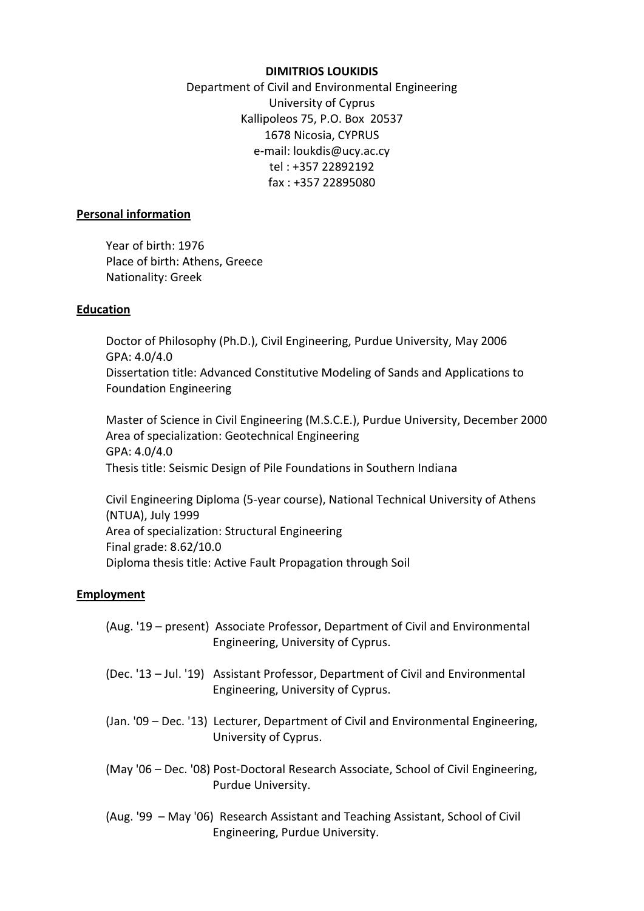**DIMITRIOS LOUKIDIS**

Department of Civil and Environmental Engineering
University of Cyprus
Kallipoleos 75, P.O. Box 20537
1678 Nicosia, CYPRUS
e-mail: loukdis@ucy.ac.cy
tel : +357 22892192
fax : +357 22895080

## Personal information

Year of birth: 1976
Place of birth: Athens, Greece
Nationality: Greek

## Education

Doctor of Philosophy (Ph.D.), Civil Engineering, Purdue University, May 2006
GPA: 4.0/4.0
Dissertation title: Advanced Constitutive Modeling of Sands and Applications to Foundation Engineering

Master of Science in Civil Engineering (M.S.C.E.), Purdue University, December 2000
Area of specialization: Geotechnical Engineering
GPA: 4.0/4.0
Thesis title: Seismic Design of Pile Foundations in Southern Indiana

Civil Engineering Diploma (5-year course), National Technical University of Athens (NTUA), July 1999
Area of specialization: Structural Engineering
Final grade: 8.62/10.0
Diploma thesis title: Active Fault Propagation through Soil

## Employment

(Aug. '19 – present) Associate Professor, Department of Civil and Environmental Engineering, University of Cyprus.

(Dec. '13 – Jul. '19) Assistant Professor, Department of Civil and Environmental Engineering, University of Cyprus.

(Jan. '09 – Dec. '13) Lecturer, Department of Civil and Environmental Engineering, University of Cyprus.

(May '06 – Dec. '08) Post-Doctoral Research Associate, School of Civil Engineering, Purdue University.

(Aug. '99 – May '06) Research Assistant and Teaching Assistant, School of Civil Engineering, Purdue University.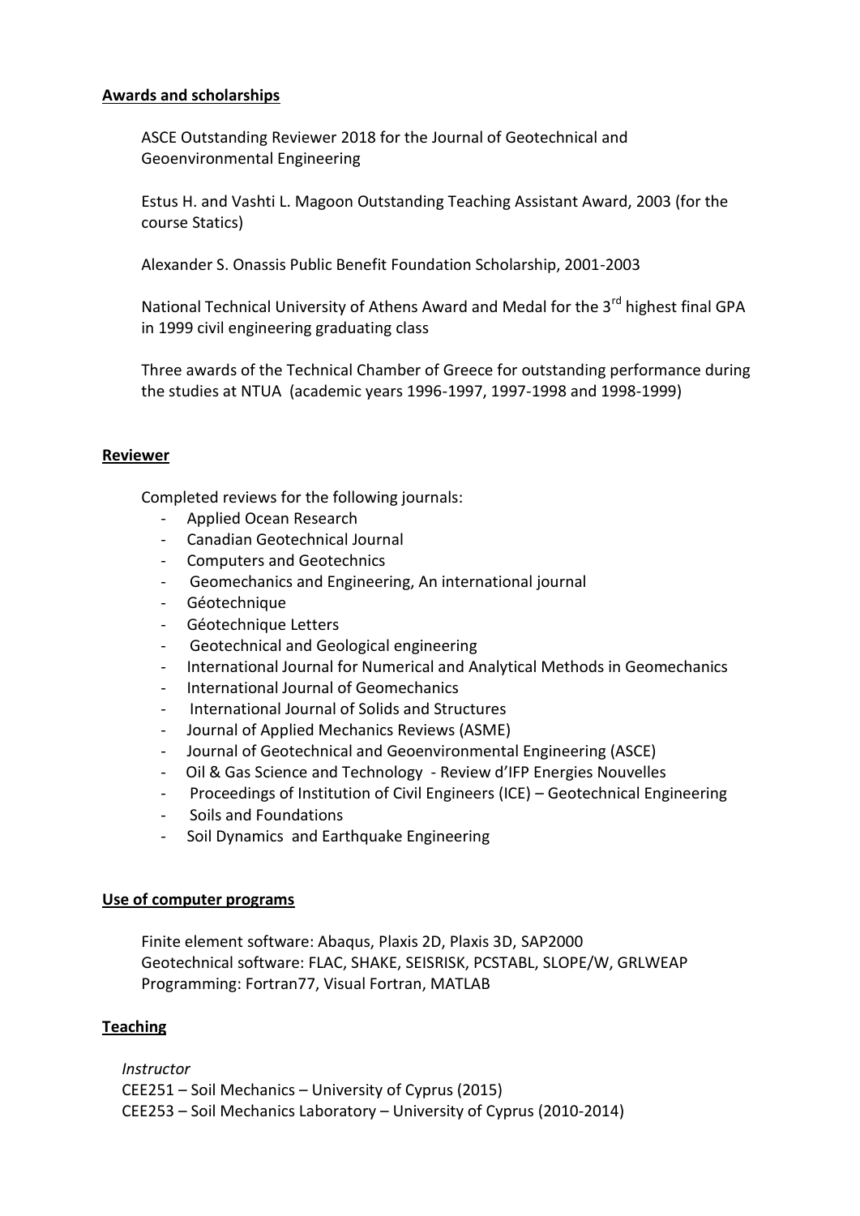**Awards and scholarships**

ASCE Outstanding Reviewer 2018 for the Journal of Geotechnical and Geoenvironmental Engineering

Estus H. and Vashti L. Magoon Outstanding Teaching Assistant Award, 2003 (for the course Statics)

Alexander S. Onassis Public Benefit Foundation Scholarship, 2001-2003

National Technical University of Athens Award and Medal for the 3rd highest final GPA in 1999 civil engineering graduating class

Three awards of the Technical Chamber of Greece for outstanding performance during the studies at NTUA (academic years 1996-1997, 1997-1998 and 1998-1999)

**Reviewer**

Completed reviews for the following journals:

- Applied Ocean Research
- Canadian Geotechnical Journal
- Computers and Geotechnics
- Geomechanics and Engineering, An international journal
- Géotechnique
- Géotechnique Letters
- Geotechnical and Geological engineering
- International Journal for Numerical and Analytical Methods in Geomechanics
- International Journal of Geomechanics
- International Journal of Solids and Structures
- Journal of Applied Mechanics Reviews (ASME)
- Journal of Geotechnical and Geoenvironmental Engineering (ASCE)
- Oil & Gas Science and Technology - Review d'IFP Energies Nouvelles
- Proceedings of Institution of Civil Engineers (ICE) – Geotechnical Engineering
- Soils and Foundations
- Soil Dynamics and Earthquake Engineering

**Use of computer programs**

Finite element software: Abaqus, Plaxis 2D, Plaxis 3D, SAP2000
Geotechnical software: FLAC, SHAKE, SEISRISK, PCSTABL, SLOPE/W, GRLWEAP
Programming: Fortran77, Visual Fortran, MATLAB

**Teaching**

*Instructor*
CEE251 – Soil Mechanics – University of Cyprus (2015)
CEE253 – Soil Mechanics Laboratory – University of Cyprus (2010-2014)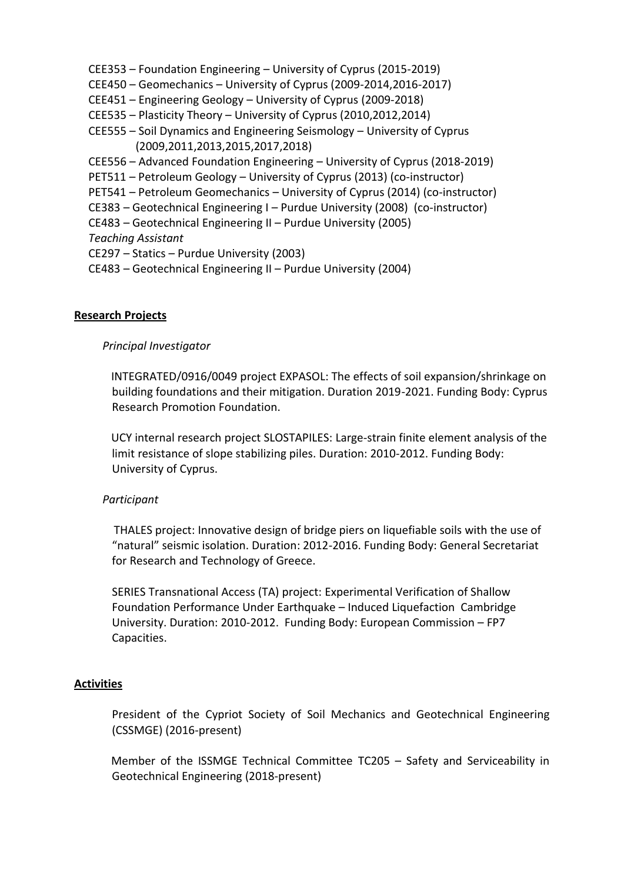CEE353 – Foundation Engineering – University of Cyprus (2015-2019)
CEE450 – Geomechanics – University of Cyprus (2009-2014,2016-2017)
CEE451 – Engineering Geology – University of Cyprus (2009-2018)
CEE535 – Plasticity Theory – University of Cyprus (2010,2012,2014)
CEE555 – Soil Dynamics and Engineering Seismology – University of Cyprus (2009,2011,2013,2015,2017,2018)
CEE556 – Advanced Foundation Engineering – University of Cyprus (2018-2019)
PET511 – Petroleum Geology – University of Cyprus (2013) (co-instructor)
PET541 – Petroleum Geomechanics – University of Cyprus (2014) (co-instructor)
CE383 – Geotechnical Engineering I – Purdue University (2008) (co-instructor)
CE483 – Geotechnical Engineering II – Purdue University (2005)

*Teaching Assistant*

CE297 – Statics – Purdue University (2003)
CE483 – Geotechnical Engineering II – Purdue University (2004)

## Research Projects

*Principal Investigator*

INTEGRATED/0916/0049 project EXPASOL: The effects of soil expansion/shrinkage on building foundations and their mitigation. Duration 2019-2021. Funding Body: Cyprus Research Promotion Foundation.

UCY internal research project SLOSTAPILES: Large-strain finite element analysis of the limit resistance of slope stabilizing piles. Duration: 2010-2012. Funding Body: University of Cyprus.

*Participant*

THALES project: Innovative design of bridge piers on liquefiable soils with the use of "natural" seismic isolation. Duration: 2012-2016. Funding Body: General Secretariat for Research and Technology of Greece.

SERIES Transnational Access (TA) project: Experimental Verification of Shallow Foundation Performance Under Earthquake – Induced Liquefaction Cambridge University. Duration: 2010-2012. Funding Body: European Commission – FP7 Capacities.

## Activities

President of the Cypriot Society of Soil Mechanics and Geotechnical Engineering (CSSMGE) (2016-present)

Member of the ISSMGE Technical Committee TC205 – Safety and Serviceability in Geotechnical Engineering (2018-present)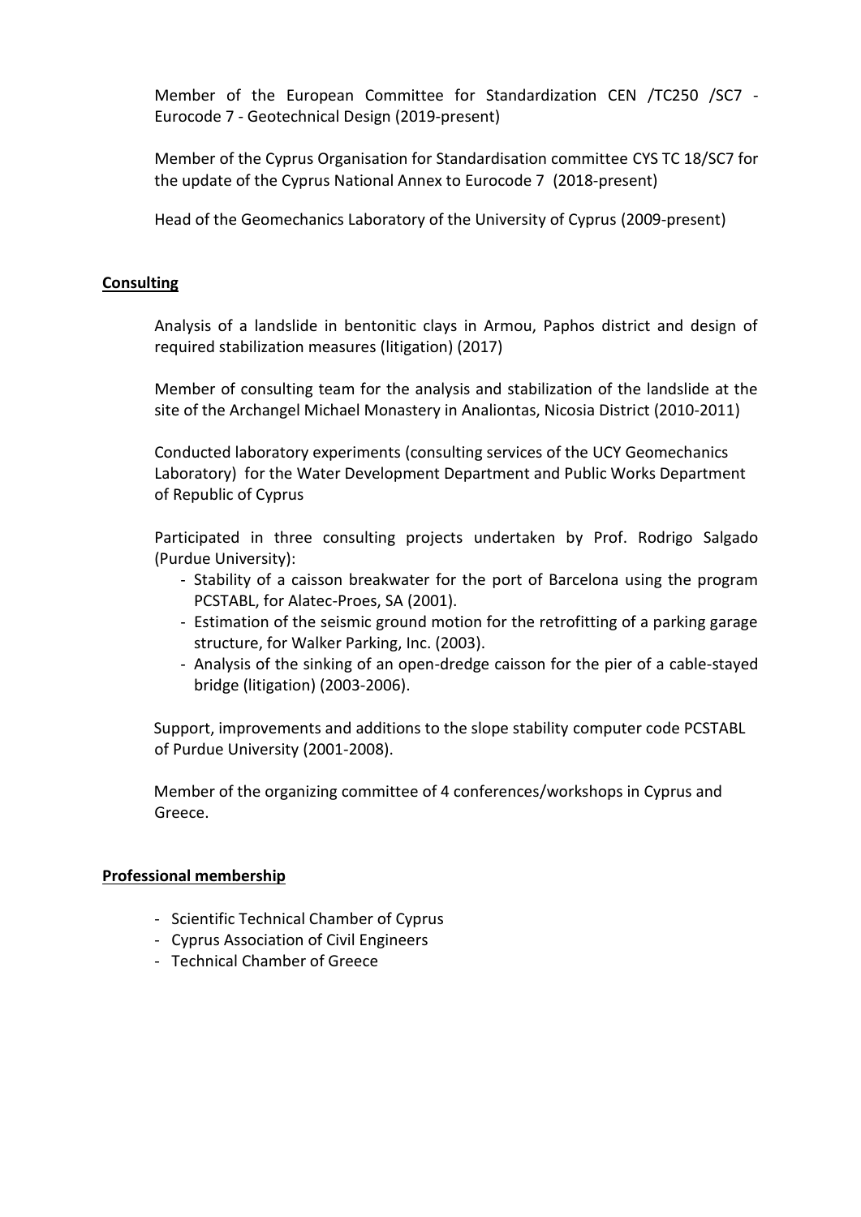Member of the European Committee for Standardization CEN /TC250 /SC7 - Eurocode 7 - Geotechnical Design (2019-present)

Member of the Cyprus Organisation for Standardisation committee CYS TC 18/SC7 for the update of the Cyprus National Annex to Eurocode 7 (2018-present)

Head of the Geomechanics Laboratory of the University of Cyprus (2009-present)

## **Consulting**

Analysis of a landslide in bentonitic clays in Armou, Paphos district and design of required stabilization measures (litigation) (2017)

Member of consulting team for the analysis and stabilization of the landslide at the site of the Archangel Michael Monastery in Analiontas, Nicosia District (2010-2011)

Conducted laboratory experiments (consulting services of the UCY Geomechanics Laboratory) for the Water Development Department and Public Works Department of Republic of Cyprus

Participated in three consulting projects undertaken by Prof. Rodrigo Salgado (Purdue University):

- Stability of a caisson breakwater for the port of Barcelona using the program PCSTABL, for Alatec-Proes, SA (2001).
- Estimation of the seismic ground motion for the retrofitting of a parking garage structure, for Walker Parking, Inc. (2003).
- Analysis of the sinking of an open-dredge caisson for the pier of a cable-stayed bridge (litigation) (2003-2006).

Support, improvements and additions to the slope stability computer code PCSTABL of Purdue University (2001-2008).

Member of the organizing committee of 4 conferences/workshops in Cyprus and Greece.

## **Professional membership**

- Scientific Technical Chamber of Cyprus
- Cyprus Association of Civil Engineers
- Technical Chamber of Greece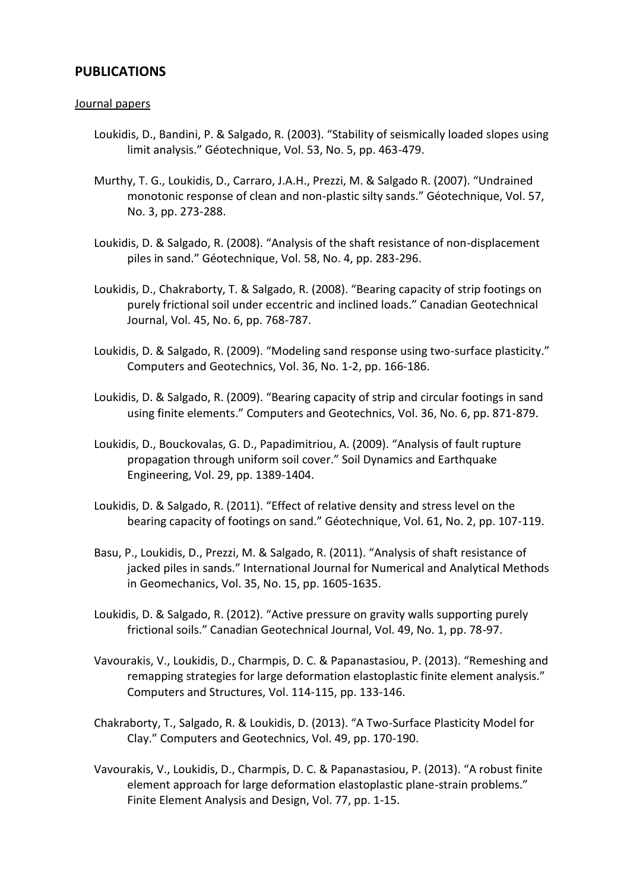## PUBLICATIONS

Journal papers

Loukidis, D., Bandini, P. & Salgado, R. (2003). "Stability of seismically loaded slopes using limit analysis." Géotechnique, Vol. 53, No. 5, pp. 463-479.

Murthy, T. G., Loukidis, D., Carraro, J.A.H., Prezzi, M. & Salgado R. (2007). "Undrained monotonic response of clean and non-plastic silty sands." Géotechnique, Vol. 57, No. 3, pp. 273-288.

Loukidis, D. & Salgado, R. (2008). "Analysis of the shaft resistance of non-displacement piles in sand." Géotechnique, Vol. 58, No. 4, pp. 283-296.

Loukidis, D., Chakraborty, T. & Salgado, R. (2008). "Bearing capacity of strip footings on purely frictional soil under eccentric and inclined loads." Canadian Geotechnical Journal, Vol. 45, No. 6, pp. 768-787.

Loukidis, D. & Salgado, R. (2009). "Modeling sand response using two-surface plasticity." Computers and Geotechnics, Vol. 36, No. 1-2, pp. 166-186.

Loukidis, D. & Salgado, R. (2009). "Bearing capacity of strip and circular footings in sand using finite elements." Computers and Geotechnics, Vol. 36, No. 6, pp. 871-879.

Loukidis, D., Bouckovalas, G. D., Papadimitriou, A. (2009). "Analysis of fault rupture propagation through uniform soil cover." Soil Dynamics and Earthquake Engineering, Vol. 29, pp. 1389-1404.

Loukidis, D. & Salgado, R. (2011). "Effect of relative density and stress level on the bearing capacity of footings on sand." Géotechnique, Vol. 61, No. 2, pp. 107-119.

Basu, P., Loukidis, D., Prezzi, M. & Salgado, R. (2011). "Analysis of shaft resistance of jacked piles in sands." International Journal for Numerical and Analytical Methods in Geomechanics, Vol. 35, No. 15, pp. 1605-1635.

Loukidis, D. & Salgado, R. (2012). "Active pressure on gravity walls supporting purely frictional soils." Canadian Geotechnical Journal, Vol. 49, No. 1, pp. 78-97.

Vavourakis, V., Loukidis, D., Charmpis, D. C. & Papanastasiou, P. (2013). "Remeshing and remapping strategies for large deformation elastoplastic finite element analysis." Computers and Structures, Vol. 114-115, pp. 133-146.

Chakraborty, T., Salgado, R. & Loukidis, D. (2013). "A Two-Surface Plasticity Model for Clay." Computers and Geotechnics, Vol. 49, pp. 170-190.

Vavourakis, V., Loukidis, D., Charmpis, D. C. & Papanastasiou, P. (2013). "A robust finite element approach for large deformation elastoplastic plane-strain problems." Finite Element Analysis and Design, Vol. 77, pp. 1-15.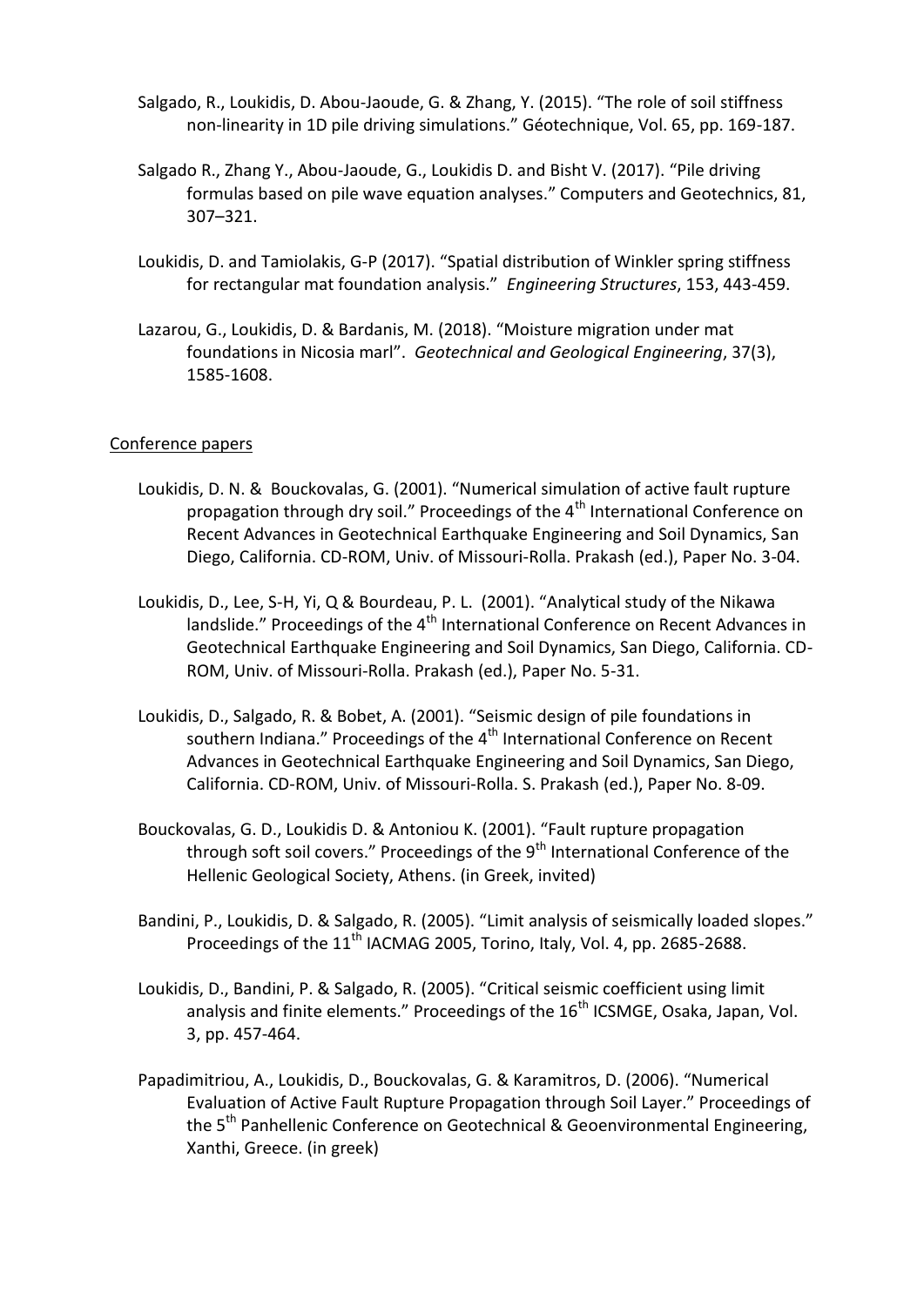Salgado, R., Loukidis, D. Abou-Jaoude, G. & Zhang, Y. (2015). “The role of soil stiffness non-linearity in 1D pile driving simulations.” Géotechnique, Vol. 65, pp. 169-187.

Salgado R., Zhang Y., Abou-Jaoude, G., Loukidis D. and Bisht V. (2017). “Pile driving formulas based on pile wave equation analyses.” Computers and Geotechnics, 81, 307–321.

Loukidis, D. and Tamiolakis, G-P (2017). “Spatial distribution of Winkler spring stiffness for rectangular mat foundation analysis.” *Engineering Structures*, 153, 443-459.

Lazarou, G., Loukidis, D. & Bardanis, M. (2018). “Moisture migration under mat foundations in Nicosia marl”. *Geotechnical and Geological Engineering*, 37(3), 1585-1608.

Conference papers

Loukidis, D. N. & Bouckovalas, G. (2001). “Numerical simulation of active fault rupture propagation through dry soil.” Proceedings of the 4th International Conference on Recent Advances in Geotechnical Earthquake Engineering and Soil Dynamics, San Diego, California. CD-ROM, Univ. of Missouri-Rolla. Prakash (ed.), Paper No. 3-04.

Loukidis, D., Lee, S-H, Yi, Q & Bourdeau, P. L. (2001). “Analytical study of the Nikawa landslide.” Proceedings of the 4th International Conference on Recent Advances in Geotechnical Earthquake Engineering and Soil Dynamics, San Diego, California. CD-ROM, Univ. of Missouri-Rolla. Prakash (ed.), Paper No. 5-31.

Loukidis, D., Salgado, R. & Bobet, A. (2001). “Seismic design of pile foundations in southern Indiana.” Proceedings of the 4th International Conference on Recent Advances in Geotechnical Earthquake Engineering and Soil Dynamics, San Diego, California. CD-ROM, Univ. of Missouri-Rolla. S. Prakash (ed.), Paper No. 8-09.

Bouckovalas, G. D., Loukidis D. & Antoniou K. (2001). “Fault rupture propagation through soft soil covers.” Proceedings of the 9th International Conference of the Hellenic Geological Society, Athens. (in Greek, invited)

Bandini, P., Loukidis, D. & Salgado, R. (2005). “Limit analysis of seismically loaded slopes.” Proceedings of the 11th IACMAG 2005, Torino, Italy, Vol. 4, pp. 2685-2688.

Loukidis, D., Bandini, P. & Salgado, R. (2005). “Critical seismic coefficient using limit analysis and finite elements.” Proceedings of the 16th ICSMGE, Osaka, Japan, Vol. 3, pp. 457-464.

Papadimitriou, A., Loukidis, D., Bouckovalas, G. & Karamitros, D. (2006). “Numerical Evaluation of Active Fault Rupture Propagation through Soil Layer.” Proceedings of the 5th Panhellenic Conference on Geotechnical & Geoenvironmental Engineering, Xanthi, Greece. (in greek)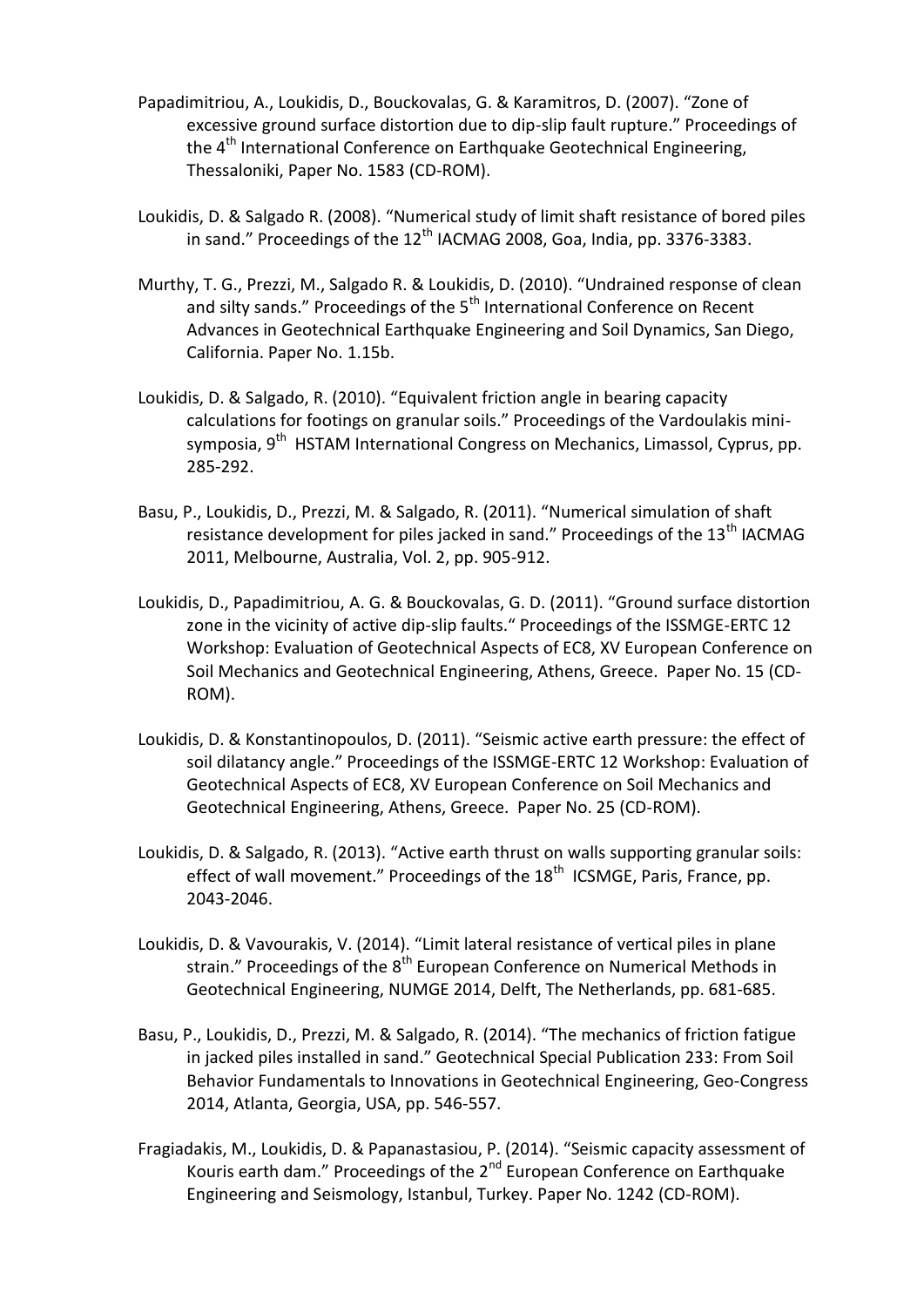Papadimitriou, A., Loukidis, D., Bouckovalas, G. & Karamitros, D. (2007). "Zone of excessive ground surface distortion due to dip-slip fault rupture." Proceedings of the 4th International Conference on Earthquake Geotechnical Engineering, Thessaloniki, Paper No. 1583 (CD-ROM).

Loukidis, D. & Salgado R. (2008). "Numerical study of limit shaft resistance of bored piles in sand." Proceedings of the 12th IACMAG 2008, Goa, India, pp. 3376-3383.

Murthy, T. G., Prezzi, M., Salgado R. & Loukidis, D. (2010). "Undrained response of clean and silty sands." Proceedings of the 5th International Conference on Recent Advances in Geotechnical Earthquake Engineering and Soil Dynamics, San Diego, California. Paper No. 1.15b.

Loukidis, D. & Salgado, R. (2010). "Equivalent friction angle in bearing capacity calculations for footings on granular soils." Proceedings of the Vardoulakis mini-symposia, 9th HSTAM International Congress on Mechanics, Limassol, Cyprus, pp. 285-292.

Basu, P., Loukidis, D., Prezzi, M. & Salgado, R. (2011). "Numerical simulation of shaft resistance development for piles jacked in sand." Proceedings of the 13th IACMAG 2011, Melbourne, Australia, Vol. 2, pp. 905-912.

Loukidis, D., Papadimitriou, A. G. & Bouckovalas, G. D. (2011). "Ground surface distortion zone in the vicinity of active dip-slip faults." Proceedings of the ISSMGE-ERTC 12 Workshop: Evaluation of Geotechnical Aspects of EC8, XV European Conference on Soil Mechanics and Geotechnical Engineering, Athens, Greece. Paper No. 15 (CD-ROM).

Loukidis, D. & Konstantinopoulos, D. (2011). "Seismic active earth pressure: the effect of soil dilatancy angle." Proceedings of the ISSMGE-ERTC 12 Workshop: Evaluation of Geotechnical Aspects of EC8, XV European Conference on Soil Mechanics and Geotechnical Engineering, Athens, Greece. Paper No. 25 (CD-ROM).

Loukidis, D. & Salgado, R. (2013). "Active earth thrust on walls supporting granular soils: effect of wall movement." Proceedings of the 18th ICSMGE, Paris, France, pp. 2043-2046.

Loukidis, D. & Vavourakis, V. (2014). "Limit lateral resistance of vertical piles in plane strain." Proceedings of the 8th European Conference on Numerical Methods in Geotechnical Engineering, NUMGE 2014, Delft, The Netherlands, pp. 681-685.

Basu, P., Loukidis, D., Prezzi, M. & Salgado, R. (2014). "The mechanics of friction fatigue in jacked piles installed in sand." Geotechnical Special Publication 233: From Soil Behavior Fundamentals to Innovations in Geotechnical Engineering, Geo-Congress 2014, Atlanta, Georgia, USA, pp. 546-557.

Fragiadakis, M., Loukidis, D. & Papanastasiou, P. (2014). "Seismic capacity assessment of Kouris earth dam." Proceedings of the 2nd European Conference on Earthquake Engineering and Seismology, Istanbul, Turkey. Paper No. 1242 (CD-ROM).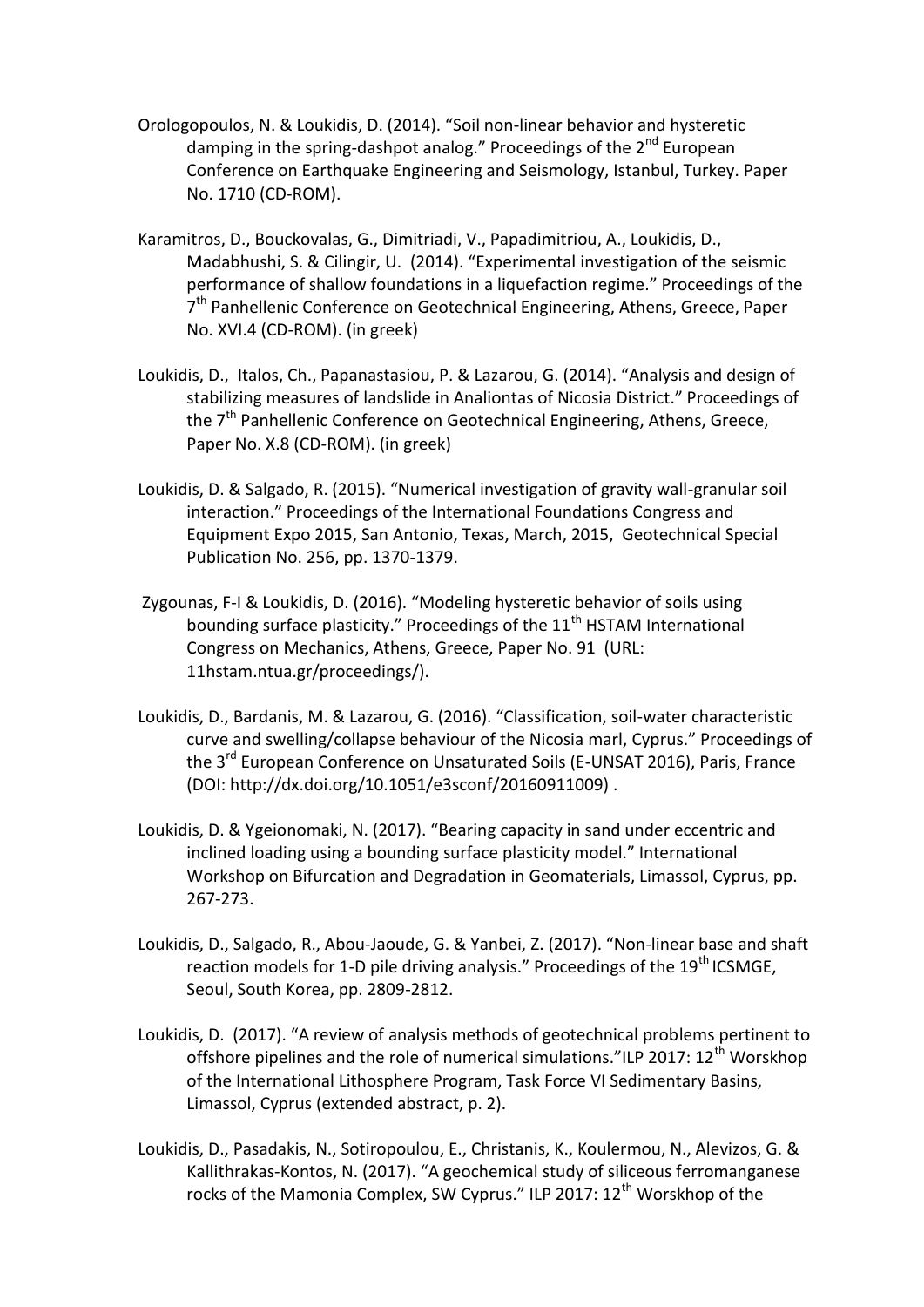Orologopoulos, N. & Loukidis, D. (2014). "Soil non-linear behavior and hysteretic damping in the spring-dashpot analog." Proceedings of the 2nd European Conference on Earthquake Engineering and Seismology, Istanbul, Turkey. Paper No. 1710 (CD-ROM).

Karamitros, D., Bouckovalas, G., Dimitriadi, V., Papadimitriou, A., Loukidis, D., Madabhushi, S. & Cilingir, U. (2014). "Experimental investigation of the seismic performance of shallow foundations in a liquefaction regime." Proceedings of the 7th Panhellenic Conference on Geotechnical Engineering, Athens, Greece, Paper No. XVI.4 (CD-ROM). (in greek)

Loukidis, D., Italos, Ch., Papanastasiou, P. & Lazarou, G. (2014). "Analysis and design of stabilizing measures of landslide in Analiontas of Nicosia District." Proceedings of the 7th Panhellenic Conference on Geotechnical Engineering, Athens, Greece, Paper No. X.8 (CD-ROM). (in greek)

Loukidis, D. & Salgado, R. (2015). "Numerical investigation of gravity wall-granular soil interaction." Proceedings of the International Foundations Congress and Equipment Expo 2015, San Antonio, Texas, March, 2015, Geotechnical Special Publication No. 256, pp. 1370-1379.

Zygounas, F-I & Loukidis, D. (2016). "Modeling hysteretic behavior of soils using bounding surface plasticity." Proceedings of the 11th HSTAM International Congress on Mechanics, Athens, Greece, Paper No. 91 (URL: 11hstam.ntua.gr/proceedings/).

Loukidis, D., Bardanis, M. & Lazarou, G. (2016). "Classification, soil-water characteristic curve and swelling/collapse behaviour of the Nicosia marl, Cyprus." Proceedings of the 3rd European Conference on Unsaturated Soils (E-UNSAT 2016), Paris, France (DOI: http://dx.doi.org/10.1051/e3sconf/20160911009) .

Loukidis, D. & Ygeionomaki, N. (2017). "Bearing capacity in sand under eccentric and inclined loading using a bounding surface plasticity model." International Workshop on Bifurcation and Degradation in Geomaterials, Limassol, Cyprus, pp. 267-273.

Loukidis, D., Salgado, R., Abou-Jaoude, G. & Yanbei, Z. (2017). "Non-linear base and shaft reaction models for 1-D pile driving analysis." Proceedings of the 19th ICSMGE, Seoul, South Korea, pp. 2809-2812.

Loukidis, D. (2017). "A review of analysis methods of geotechnical problems pertinent to offshore pipelines and the role of numerical simulations."ILP 2017: 12th Worskhop of the International Lithosphere Program, Task Force VI Sedimentary Basins, Limassol, Cyprus (extended abstract, p. 2).

Loukidis, D., Pasadakis, N., Sotiropoulou, E., Christanis, K., Koulermou, N., Alevizos, G. & Kallithrakas-Kontos, N. (2017). "A geochemical study of siliceous ferromanganese rocks of the Mamonia Complex, SW Cyprus." ILP 2017: 12th Worskhop of the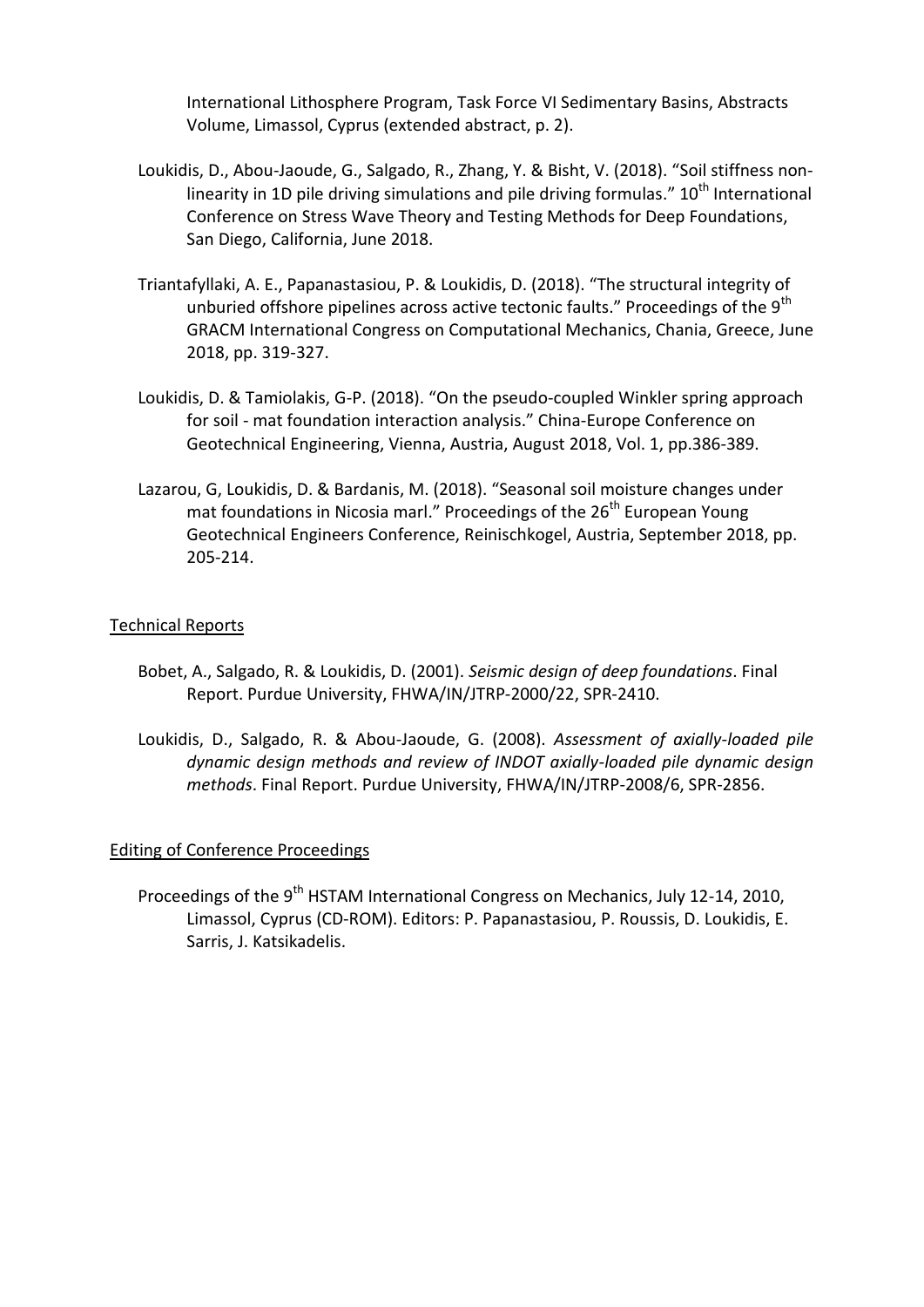International Lithosphere Program, Task Force VI Sedimentary Basins, Abstracts Volume, Limassol, Cyprus (extended abstract, p. 2).

Loukidis, D., Abou-Jaoude, G., Salgado, R., Zhang, Y. & Bisht, V. (2018). "Soil stiffness non-linearity in 1D pile driving simulations and pile driving formulas." 10th International Conference on Stress Wave Theory and Testing Methods for Deep Foundations, San Diego, California, June 2018.

Triantafyllaki, A. E., Papanastasiou, P. & Loukidis, D. (2018). "The structural integrity of unburied offshore pipelines across active tectonic faults." Proceedings of the 9th GRACM International Congress on Computational Mechanics, Chania, Greece, June 2018, pp. 319-327.

Loukidis, D. & Tamiolakis, G-P. (2018). "On the pseudo-coupled Winkler spring approach for soil - mat foundation interaction analysis." China-Europe Conference on Geotechnical Engineering, Vienna, Austria, August 2018, Vol. 1, pp.386-389.

Lazarou, G, Loukidis, D. & Bardanis, M. (2018). "Seasonal soil moisture changes under mat foundations in Nicosia marl." Proceedings of the 26th European Young Geotechnical Engineers Conference, Reinischkogel, Austria, September 2018, pp. 205-214.

## Technical Reports

Bobet, A., Salgado, R. & Loukidis, D. (2001). *Seismic design of deep foundations*. Final Report. Purdue University, FHWA/IN/JTRP-2000/22, SPR-2410.

Loukidis, D., Salgado, R. & Abou-Jaoude, G. (2008). *Assessment of axially-loaded pile dynamic design methods and review of INDOT axially-loaded pile dynamic design methods*. Final Report. Purdue University, FHWA/IN/JTRP-2008/6, SPR-2856.

## Editing of Conference Proceedings

Proceedings of the 9th HSTAM International Congress on Mechanics, July 12-14, 2010, Limassol, Cyprus (CD-ROM). Editors: P. Papanastasiou, P. Roussis, D. Loukidis, E. Sarris, J. Katsikadelis.